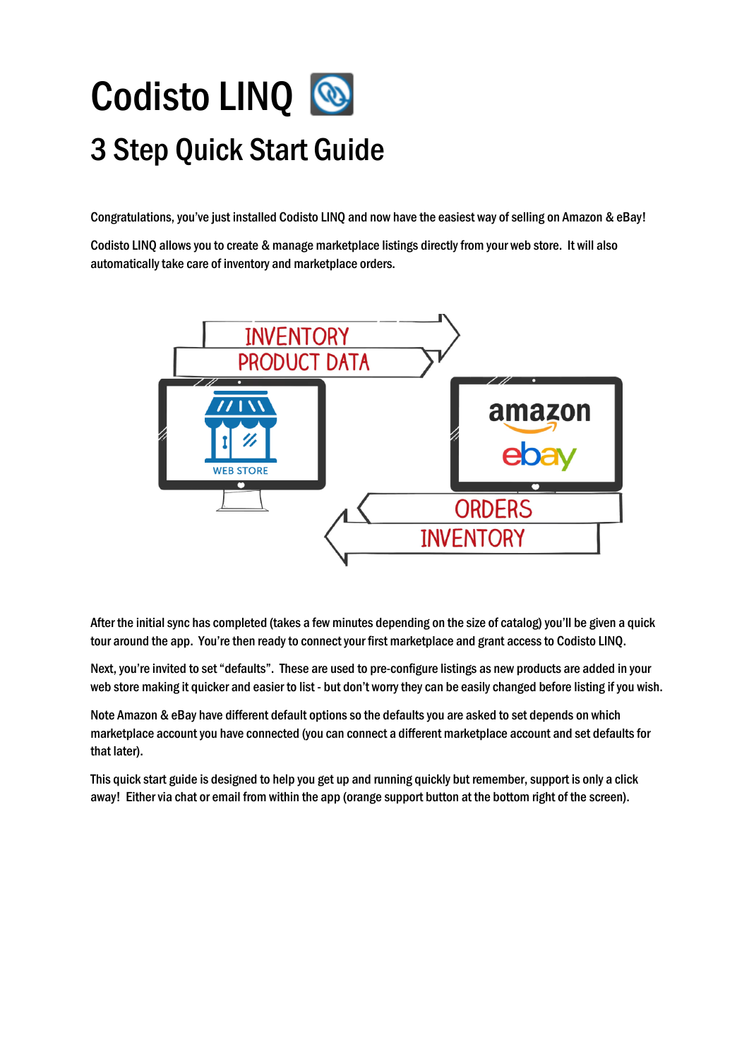# Codisto LINQ

## 3 Step Quick Start Guide

Congratulations, you've just installed Codisto LINQ and now have the easiest way of selling on Amazon & eBay!

Codisto LINQ allows you to create & manage marketplace listings directly from your web store. It will also automatically take care of inventory and marketplace orders.

After the initial sync has completed (takes a few minutes depending on the size of catalog) you'll be given a quick tour around the app. You're then ready to connect your first marketplace and grant access to Codisto LINQ.

Next, you're invited to set "defaults". These are used to pre-configure listings as new products are added in your web store making it quicker and easier to list - but don't worry they can be easily changed before listing if you wish.

Note Amazon & eBay have different default options so the defaults you are asked to set depends on which marketplace account you have connected (you can connect a different marketplace account and set defaults for that later).

This quick start guide is designed to help you get up and running quickly but remember, support is only a click away! Either via chat or email from within the app (orange support button at the bottom right of the screen).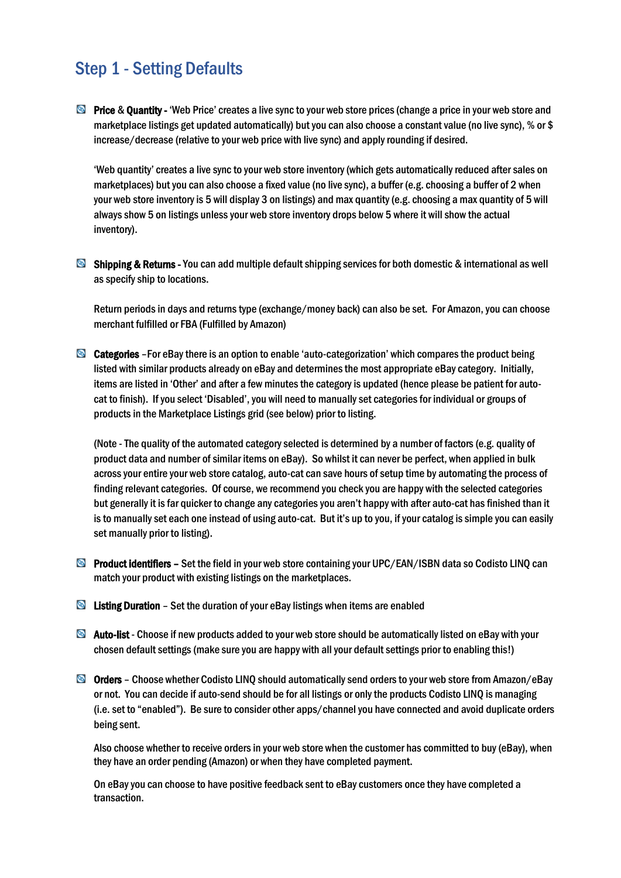## Step 1 - Setting Defaults

- **Price & Quantity -** 'Web Price' creates a live sync to your web store prices (change a price in your web store and marketplace listings get updated automatically) but you can also choose a constant value (no live sync), % or $ increase/decrease (relative to your web price with live sync) and apply rounding if desired.

  'Web quantity' creates a live sync to your web store inventory (which gets automatically reduced after sales on marketplaces) but you can also choose a fixed value (no live sync), a buffer (e.g. choosing a buffer of 2 when your web store inventory is 5 will display 3 on listings) and max quantity (e.g. choosing a max quantity of 5 will always show 5 on listings unless your web store inventory drops below 5 where it will show the actual inventory).

- **Shipping & Returns -** You can add multiple default shipping services for both domestic & international as well as specify ship to locations.

  Return periods in days and returns type (exchange/money back) can also be set. For Amazon, you can choose merchant fulfilled or FBA (Fulfilled by Amazon)

- **Categories** –For eBay there is an option to enable 'auto-categorization' which compares the product being listed with similar products already on eBay and determines the most appropriate eBay category. Initially, items are listed in 'Other' and after a few minutes the category is updated (hence please be patient for auto-cat to finish). If you select 'Disabled', you will need to manually set categories for individual or groups of products in the Marketplace Listings grid (see below) prior to listing.

  (Note - The quality of the automated category selected is determined by a number of factors (e.g. quality of product data and number of similar items on eBay). So whilst it can never be perfect, when applied in bulk across your entire your web store catalog, auto-cat can save hours of setup time by automating the process of finding relevant categories. Of course, we recommend you check you are happy with the selected categories but generally it is far quicker to change any categories you aren't happy with after auto-cat has finished than it is to manually set each one instead of using auto-cat. But it's up to you, if your catalog is simple you can easily set manually prior to listing).

- **Product identifiers –** Set the field in your web store containing your UPC/EAN/ISBN data so Codisto LINQ can match your product with existing listings on the marketplaces.

- **Listing Duration** – Set the duration of your eBay listings when items are enabled

- **Auto-list** - Choose if new products added to your web store should be automatically listed on eBay with your chosen default settings (make sure you are happy with all your default settings prior to enabling this!)

- **Orders** – Choose whether Codisto LINQ should automatically send orders to your web store from Amazon/eBay or not. You can decide if auto-send should be for all listings or only the products Codisto LINQ is managing (i.e. set to "enabled"). Be sure to consider other apps/channel you have connected and avoid duplicate orders being sent.

  Also choose whether to receive orders in your web store when the customer has committed to buy (eBay), when they have an order pending (Amazon) or when they have completed payment.

  On eBay you can choose to have positive feedback sent to eBay customers once they have completed a transaction.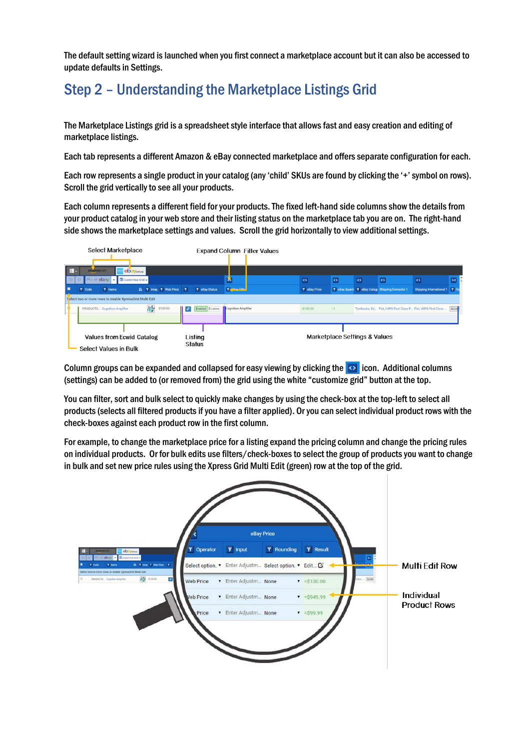The default setting wizard is launched when you first connect a marketplace account but it can also be accessed to update defaults in Settings.

## Step 2 – Understanding the Marketplace Listings Grid

The Marketplace Listings grid is a spreadsheet style interface that allows fast and easy creation and editing of marketplace listings.

Each tab represents a different Amazon & eBay connected marketplace and offers separate configuration for each.

Each row represents a single product in your catalog (any 'child' SKUs are found by clicking the '+' symbol on rows). Scroll the grid vertically to see all your products.

Each column represents a different field for your products. The fixed left-hand side columns show the details from your product catalog in your web store and their listing status on the marketplace tab you are on. The right-hand side shows the marketplace settings and values. Scroll the grid horizontally to view additional settings.

Column groups can be expanded and collapsed for easy viewing by clicking the <> icon. Additional columns (settings) can be added to (or removed from) the grid using the white "customize grid" button at the top.

You can filter, sort and bulk select to quickly make changes by using the check-box at the top-left to select all products (selects all filtered products if you have a filter applied). Or you can select individual product rows with the check-boxes against each product row in the first column.

For example, to change the marketplace price for a listing expand the pricing column and change the pricing rules on individual products. Or for bulk edits use filters/check-boxes to select the group of products you want to change in bulk and set new price rules using the Xpress Grid Multi Edit (green) row at the top of the grid.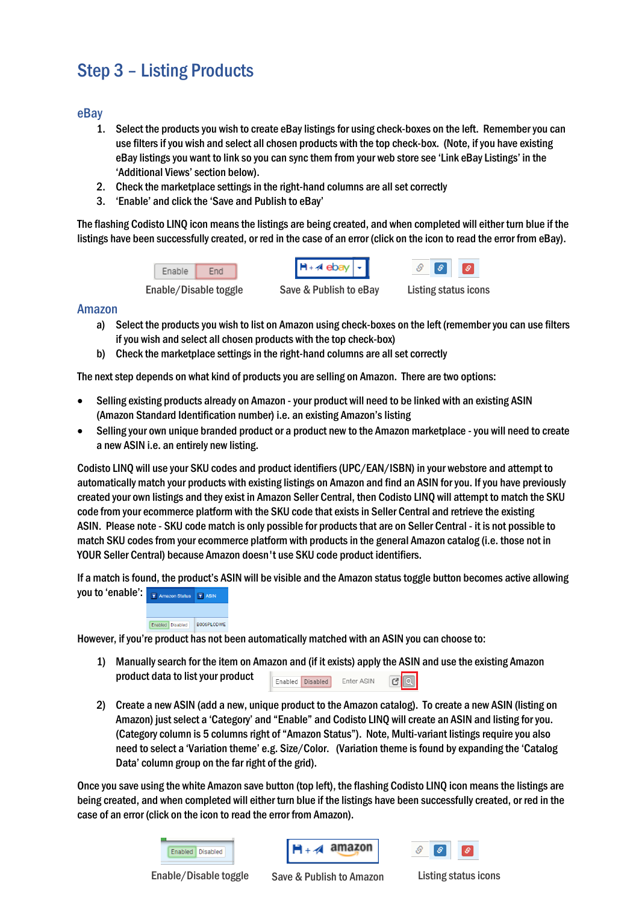# Step 3 – Listing Products

## eBay

1. Select the products you wish to create eBay listings for using check-boxes on the left. Remember you can use filters if you wish and select all chosen products with the top check-box. (Note, if you have existing eBay listings you want to link so you can sync them from your web store see 'Link eBay Listings' in the 'Additional Views' section below).
2. Check the marketplace settings in the right-hand columns are all set correctly
3. 'Enable' and click the 'Save and Publish to eBay'

The flashing Codisto LINQ icon means the listings are being created, and when completed will either turn blue if the listings have been successfully created, or red in the case of an error (click on the icon to read the error from eBay).

Enable/Disable toggle     Save & Publish to eBay     Listing status icons

## Amazon

a) Select the products you wish to list on Amazon using check-boxes on the left (remember you can use filters if you wish and select all chosen products with the top check-box)

b) Check the marketplace settings in the right-hand columns are all set correctly

The next step depends on what kind of products you are selling on Amazon. There are two options:

- Selling existing products already on Amazon - your product will need to be linked with an existing ASIN (Amazon Standard Identification number) i.e. an existing Amazon's listing
- Selling your own unique branded product or a product new to the Amazon marketplace - you will need to create a new ASIN i.e. an entirely new listing.

Codisto LINQ will use your SKU codes and product identifiers (UPC/EAN/ISBN) in your webstore and attempt to automatically match your products with existing listings on Amazon and find an ASIN for you. If you have previously created your own listings and they exist in Amazon Seller Central, then Codisto LINQ will attempt to match the SKU code from your ecommerce platform with the SKU code that exists in Seller Central and retrieve the existing ASIN. Please note - SKU code match is only possible for products that are on Seller Central - it is not possible to match SKU codes from your ecommerce platform with products in the general Amazon catalog (i.e. those not in YOUR Seller Central) because Amazon doesn't use SKU code product identifiers.

If a match is found, the product's ASIN will be visible and the Amazon status toggle button becomes active allowing you to 'enable':

However, if you're product has not been automatically matched with an ASIN you can choose to:

1) Manually search for the item on Amazon and (if it exists) apply the ASIN and use the existing Amazon product data to list your product

2) Create a new ASIN (add a new, unique product to the Amazon catalog). To create a new ASIN (listing on Amazon) just select a 'Category' and "Enable" and Codisto LINQ will create an ASIN and listing for you. (Category column is 5 columns right of "Amazon Status"). Note, Multi-variant listings require you also need to select a 'Variation theme' e.g. Size/Color. (Variation theme is found by expanding the 'Catalog Data' column group on the far right of the grid).

Once you save using the white Amazon save button (top left), the flashing Codisto LINQ icon means the listings are being created, and when completed will either turn blue if the listings have been successfully created, or red in the case of an error (click on the icon to read the error from Amazon).

Enable/Disable toggle     Save & Publish to Amazon     Listing status icons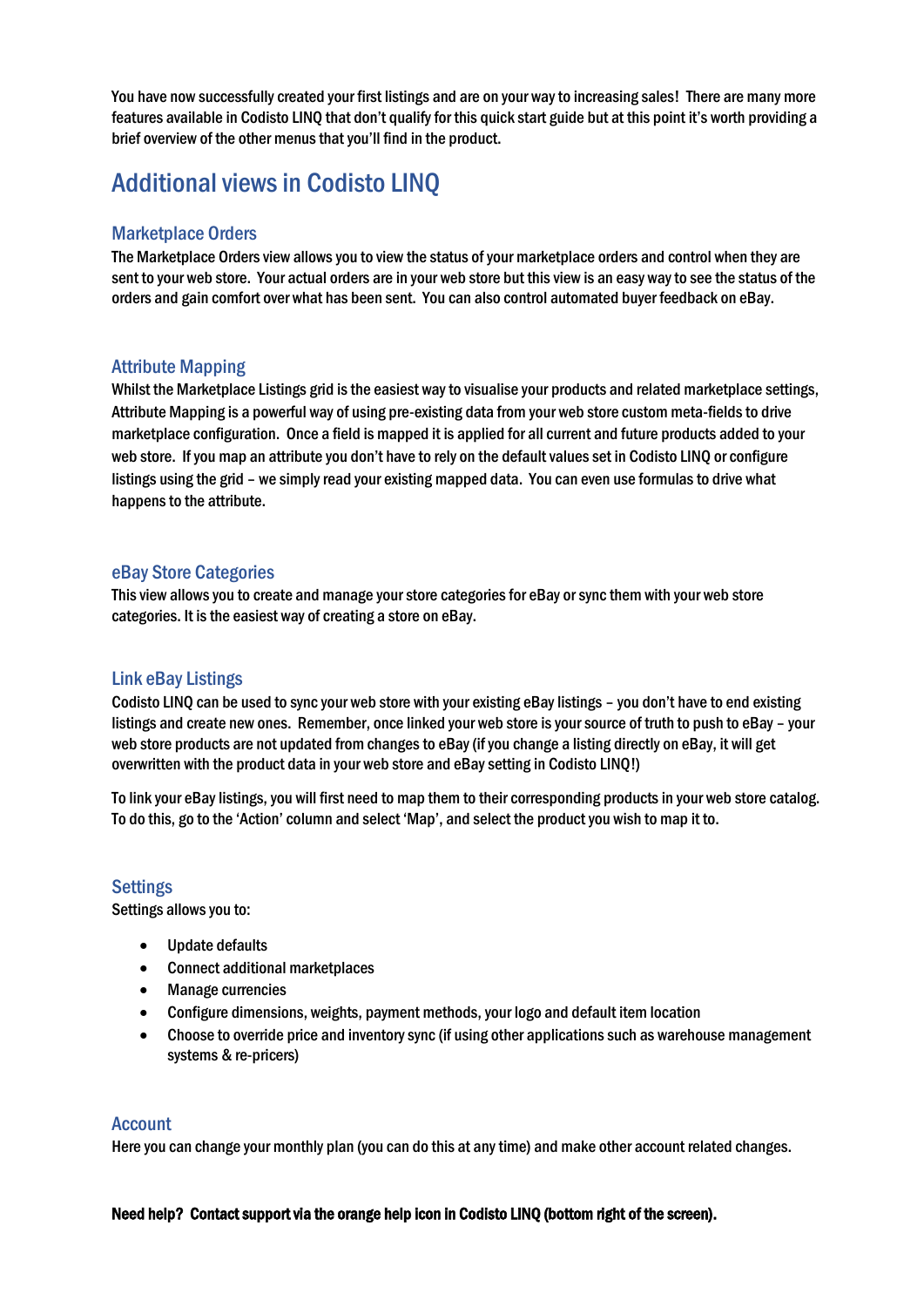You have now successfully created your first listings and are on your way to increasing sales! There are many more features available in Codisto LINQ that don't qualify for this quick start guide but at this point it's worth providing a brief overview of the other menus that you'll find in the product.

## Additional views in Codisto LINQ

### Marketplace Orders

The Marketplace Orders view allows you to view the status of your marketplace orders and control when they are sent to your web store. Your actual orders are in your web store but this view is an easy way to see the status of the orders and gain comfort over what has been sent. You can also control automated buyer feedback on eBay.

### Attribute Mapping

Whilst the Marketplace Listings grid is the easiest way to visualise your products and related marketplace settings, Attribute Mapping is a powerful way of using pre-existing data from your web store custom meta-fields to drive marketplace configuration. Once a field is mapped it is applied for all current and future products added to your web store. If you map an attribute you don't have to rely on the default values set in Codisto LINQ or configure listings using the grid – we simply read your existing mapped data. You can even use formulas to drive what happens to the attribute.

### eBay Store Categories

This view allows you to create and manage your store categories for eBay or sync them with your web store categories. It is the easiest way of creating a store on eBay.

### Link eBay Listings

Codisto LINQ can be used to sync your web store with your existing eBay listings – you don't have to end existing listings and create new ones. Remember, once linked your web store is your source of truth to push to eBay – your web store products are not updated from changes to eBay (if you change a listing directly on eBay, it will get overwritten with the product data in your web store and eBay setting in Codisto LINQ!)

To link your eBay listings, you will first need to map them to their corresponding products in your web store catalog. To do this, go to the 'Action' column and select 'Map', and select the product you wish to map it to.

### Settings

Settings allows you to:

- Update defaults
- Connect additional marketplaces
- Manage currencies
- Configure dimensions, weights, payment methods, your logo and default item location
- Choose to override price and inventory sync (if using other applications such as warehouse management systems & re-pricers)

### Account

Here you can change your monthly plan (you can do this at any time) and make other account related changes.

**Need help? Contact support via the orange help icon in Codisto LINQ (bottom right of the screen).**